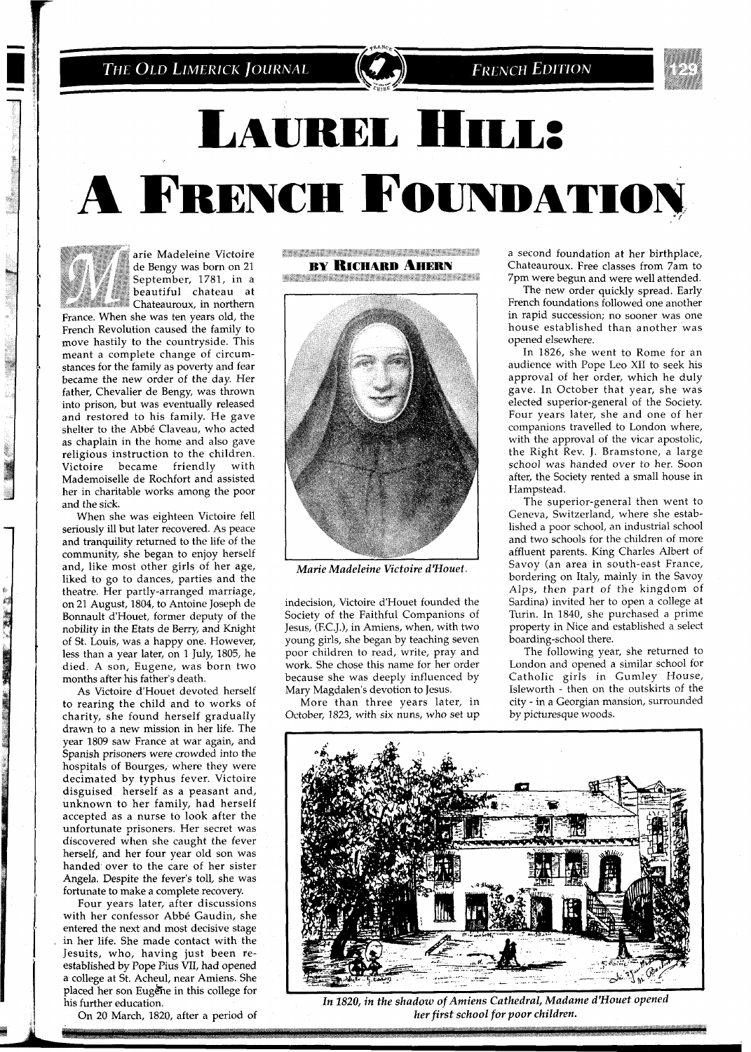# Laurel Hill: A French Foundation

**By Richard Ahern**

Marie Madeleine Victoire de Bengy was born on 21 September, 1781, in a beautiful chateau at Chateauroux, in northern France. When she was ten years old, the French Revolution caused the family to move hastily to the countryside. This meant a complete change of circumstances for the family as poverty and fear became the new order of the day. Her father, Chevalier de Bengy, was thrown into prison, but was eventually released and restored to his family. He gave shelter to the Abbé Claveau, who acted as chaplain in the home and also gave religious instruction to the children. Victoire became friendly with Mademoiselle de Rochfort and assisted her in charitable works among the poor and the sick.

When she was eighteen Victoire fell seriously ill but later recovered. As peace and tranquility returned to the life of the community, she began to enjoy herself and, like most other girls of her age, liked to go to dances, parties and the theatre. Her partly-arranged marriage, on 21 August, 1804, to Antoine Joseph de Bonnault d'Houet, former deputy of the nobility in the Etats de Berry, and Knight of St. Louis, was a happy one. However, less than a year later, on 1 July, 1805, he died. A son, Eugene, was born two months after his father's death.

As Victoire d'Houet devoted herself to rearing the child and to works of charity, she found herself gradually drawn to a new mission in her life. The year 1809 saw France at war again, and Spanish prisoners were crowded into the hospitals of Bourges, where they were decimated by typhus fever. Victoire disguised herself as a peasant and, unknown to her family, had herself accepted as a nurse to look after the unfortunate prisoners. Her secret was discovered when she caught the fever herself, and her four year old son was handed over to the care of her sister Angela. Despite the fever's toll, she was fortunate to make a complete recovery.

Four years later, after discussions with her confessor Abbé Gaudin, she entered the next and most decisive stage in her life. She made contact with the Jesuits, who, having just been re-established by Pope Pius VII, had opened a college at St. Acheul, near Amiens. She placed her son Eugène in this college for his further education.

On 20 March, 1820, after a period of indecision, Victoire d'Houet founded the Society of the Faithful Companions of Jesus, (F.C.J.), in Amiens, when, with two young girls, she began by teaching seven poor children to read, write, pray and work. She chose this name for her order because she was deeply influenced by Mary Magdalen's devotion to Jesus.

*Marie Madeleine Victoire d'Houet.*

More than three years later, in October, 1823, with six nuns, who set up a second foundation at her birthplace, Chateauroux. Free classes from 7am to 7pm were begun and were well attended.

The new order quickly spread. Early French foundations followed one another in rapid succession; no sooner was one house established than another was opened elsewhere.

In 1826, she went to Rome for an audience with Pope Leo XII to seek his approval of her order, which he duly gave. In October that year, she was elected superior-general of the Society. Four years later, she and one of her companions travelled to London where, with the approval of the vicar apostolic, the Right Rev. J. Bramstone, a large school was handed over to her. Soon after, the Society rented a small house in Hampstead.

The superior-general then went to Geneva, Switzerland, where she established a poor school, an industrial school and two schools for the children of more affluent parents. King Charles Albert of Savoy (an area in south-east France, bordering on Italy, mainly in the Savoy Alps, then part of the kingdom of Sardina) invited her to open a college at Turin. In 1840, she purchased a prime property in Nice and established a select boarding-school there.

The following year, she returned to London and opened a similar school for Catholic girls in Gumley House, Isleworth - then on the outskirts of the city - in a Georgian mansion, surrounded by picturesque woods.

*In 1820, in the shadow of Amiens Cathedral, Madame d'Houet opened her first school for poor children.*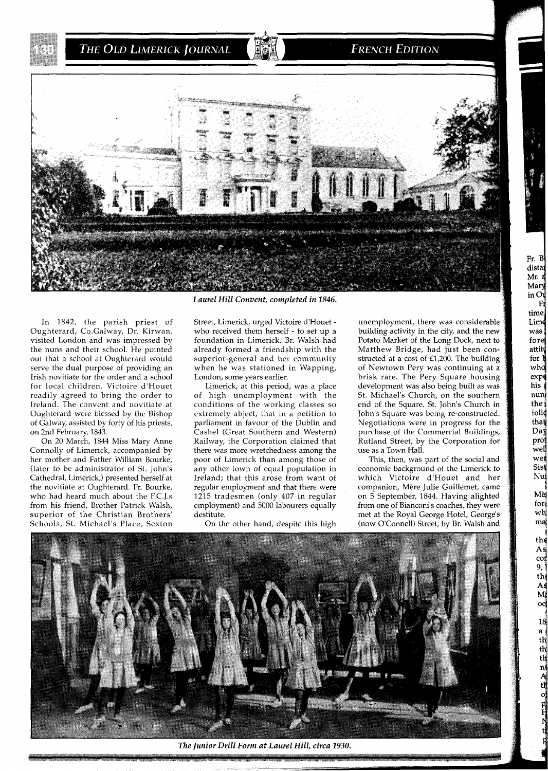*Laurel Hill Convent, completed in 1846.*

In 1842, the parish priest of Oughterard, Co.Galway, Dr. Kirwan, visited London and was impressed by the nuns and their school. He pointed out that a school at Oughterard would serve the dual purpose of providing an Irish novitiate for the order and a school for local children. Victoire d'Houet readily agreed to bring the order to Ireland. The convent and novitiate at Oughterard were blessed by the Bishop of Galway, assisted by forty of his priests, on 2nd February, 1843.

On 20 March, 1844 Miss Mary Anne Connolly of Limerick, accompanied by her mother and Father William Bourke, (later to be administrator of St. John's Cathedral, Limerick,) presented herself at the novitiate at Oughterard. Fr. Bourke, who had heard much about the F.C.J.s from his friend, Brother Patrick Walsh, superior of the Christian Brothers' Schools, St. Michael's Place, Sexton Street, Limerick, urged Victoire d'Houet - who received them herself - to set up a foundation in Limerick. Br. Walsh had already formed a friendship with the superior-general and her community when he was stationed in Wapping, London, some years earlier.

Limerick, at this period, was a place of high unemployment with the conditions of the working classes so extremely abject, that in a petition to parliament in favour of the Dublin and Cashel (Great Southern and Western) Railway, the Corporation claimed that there was more wretchedness among the poor of Limerick than among those of any other town of equal population in Ireland; that this arose from want of regular employment and that there were 1215 tradesmen (only 407 in regular employment) and 5000 labourers equally destitute.

On the other hand, despite this high unemployment, there was considerable building activity in the city, and the new Potato Market of the Long Dock, next to Matthew Bridge, had just been constructed at a cost of £1,200. The building of Newtown Pery was continuing at a brisk rate. The Pery Square housing development was also being built as was St. Michael's Church, on the southern end of the Square. St. John's Church in John's Square was being re-constructed. Negotiations were in progress for the purchase of the Commercial Buildings, Rutland Street, by the Corporation for use as a Town Hall.

This, then, was part of the social and economic background of the Limerick to which Victoire d'Houet and her companion, Mère Julie Guillemet, came on 5 September, 1844. Having alighted from one of Bianconi's coaches, they were met at the Royal George Hotel, George's (now O'Connell) Street, by Br. Walsh and

*The Junior Drill Form at Laurel Hill, circa 1930.*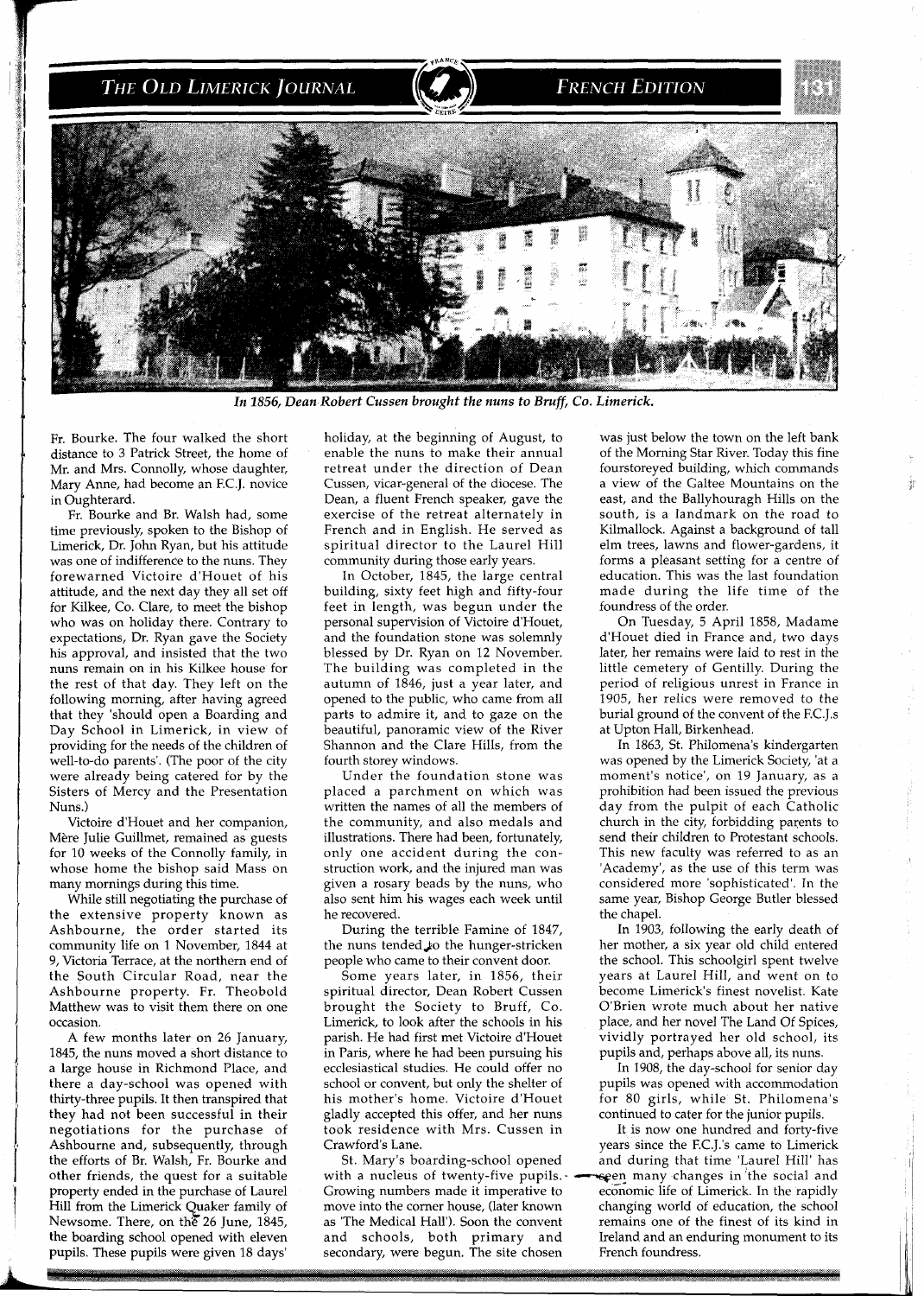*In 1856, Dean Robert Cussen brought the nuns to Bruff, Co. Limerick.*

Fr. Bourke. The four walked the short distance to 3 Patrick Street, the home of Mr. and Mrs. Connolly, whose daughter, Mary Anne, had become an F.C.J. novice in Oughterard.

Fr. Bourke and Br. Walsh had, some time previously, spoken to the Bishop of Limerick, Dr. John Ryan, but his attitude was one of indifference to the nuns. They forewarned Victoire d'Houet of his attitude, and the next day they all set off for Kilkee, Co. Clare, to meet the bishop who was on holiday there. Contrary to expectations, Dr. Ryan gave the Society his approval, and insisted that the two nuns remain on in his Kilkee house for the rest of that day. They left on the following morning, after having agreed that they 'should open a Boarding and Day School in Limerick, in view of providing for the needs of the children of well-to-do parents'. (The poor of the city were already being catered for by the Sisters of Mercy and the Presentation Nuns.)

Victoire d'Houet and her companion, Mère Julie Guillmet, remained as guests for 10 weeks of the Connolly family, in whose home the bishop said Mass on many mornings during this time.

While still negotiating the purchase of the extensive property known as Ashbourne, the order started its community life on 1 November, 1844 at 9, Victoria Terrace, at the northern end of the South Circular Road, near the Ashbourne property. Fr. Theobold Matthew was to visit them there on one occasion.

A few months later on 26 January, 1845, the nuns moved a short distance to a large house in Richmond Place, and there a day-school was opened with thirty-three pupils. It then transpired that they had not been successful in their negotiations for the purchase of Ashbourne and, subsequently, through the efforts of Br. Walsh, Fr. Bourke and other friends, the quest for a suitable property ended in the purchase of Laurel Hill from the Limerick Quaker family of Newsome. There, on the 26 June, 1845, the boarding school opened with eleven pupils. These pupils were given 18 days' holiday, at the beginning of August, to enable the nuns to make their annual retreat under the direction of Dean Cussen, vicar-general of the diocese. The Dean, a fluent French speaker, gave the exercise of the retreat alternately in French and in English. He served as spiritual director to the Laurel Hill community during those early years.

In October, 1845, the large central building, sixty feet high and fifty-four feet in length, was begun under the personal supervision of Victoire d'Houet, and the foundation stone was solemnly blessed by Dr. Ryan on 12 November. The building was completed in the autumn of 1846, just a year later, and opened to the public, who came from all parts to admire it, and to gaze on the beautiful, panoramic view of the River Shannon and the Clare Hills, from the fourth storey windows.

Under the foundation stone was placed a parchment on which was written the names of all the members of the community, and also medals and illustrations. There had been, fortunately, only one accident during the construction work, and the injured man was given a rosary beads by the nuns, who also sent him his wages each week until he recovered.

During the terrible Famine of 1847, the nuns tended to the hunger-stricken people who came to their convent door.

Some years later, in 1856, their spiritual director, Dean Robert Cussen brought the Society to Bruff, Co. Limerick, to look after the schools in his parish. He had first met Victoire d'Houet in Paris, where he had been pursuing his ecclesiastical studies. He could offer no school or convent, but only the shelter of his mother's home. Victoire d'Houet gladly accepted this offer, and her nuns took residence with Mrs. Cussen in Crawford's Lane.

St. Mary's boarding-school opened with a nucleus of twenty-five pupils. Growing numbers made it imperative to move into the corner house, (later known as 'The Medical Hall'). Soon the convent and schools, both primary and secondary, were begun. The site chosen was just below the town on the left bank of the Morning Star River. Today this fine fourstoreyed building, which commands a view of the Galtee Mountains on the east, and the Ballyhouragh Hills on the south, is a landmark on the road to Kilmallock. Against a background of tall elm trees, lawns and flower-gardens, it forms a pleasant setting for a centre of education. This was the last foundation made during the life time of the foundress of the order.

On Tuesday, 5 April 1858, Madame d'Houet died in France and, two days later, her remains were laid to rest in the little cemetery of Gentilly. During the period of religious unrest in France in 1905, her relics were removed to the burial ground of the convent of the F.C.J.s at Upton Hall, Birkenhead.

In 1863, St. Philomena's kindergarten was opened by the Limerick Society, 'at a moment's notice', on 19 January, as a prohibition had been issued the previous day from the pulpit of each Catholic church in the city, forbidding parents to send their children to Protestant schools. This new faculty was referred to as an 'Academy', as the use of this term was considered more 'sophisticated'. In the same year, Bishop George Butler blessed the chapel.

In 1903, following the early death of her mother, a six year old child entered the school. This schoolgirl spent twelve years at Laurel Hill, and went on to become Limerick's finest novelist. Kate O'Brien wrote much about her native place, and her novel The Land Of Spices, vividly portrayed her old school, its pupils and, perhaps above all, its nuns.

In 1908, the day-school for senior day pupils was opened with accommodation for 80 girls, while St. Philomena's continued to cater for the junior pupils.

It is now one hundred and forty-five years since the F.C.J.'s came to Limerick and during that time 'Laurel Hill' has seen many changes in the social and economic life of Limerick. In the rapidly changing world of education, the school remains one of the finest of its kind in Ireland and an enduring monument to its French foundress.